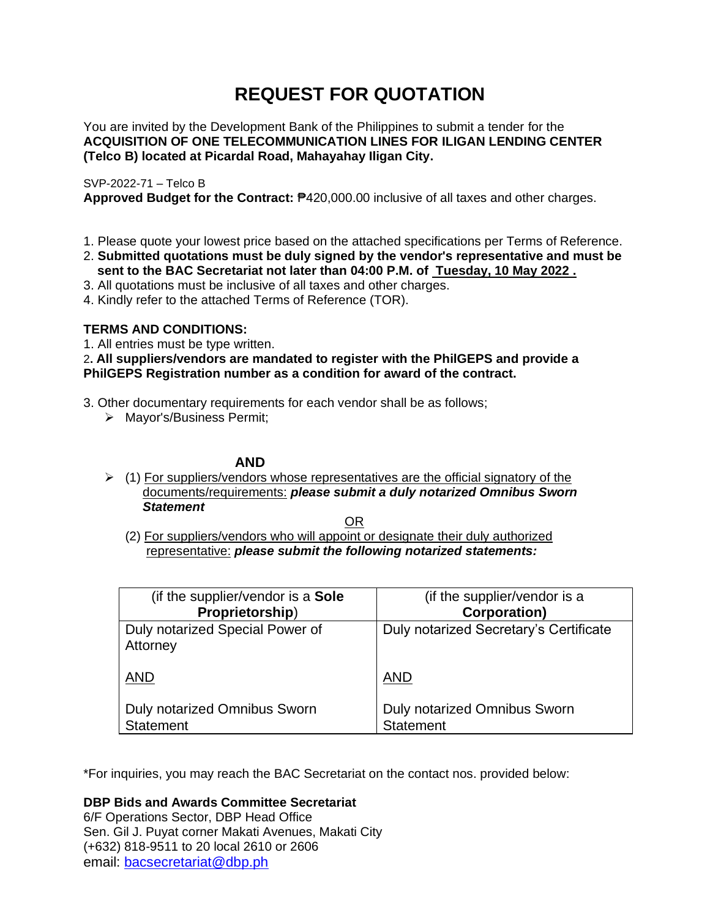# REQUEST FOR QUOTATION

You are invited by the Development Bank of the Philippines to submit a tender for the **ACQUISITION OF ONE TELECOMMUNICATION LINES FOR ILIGAN LENDING CENTER (Telco B) located at Picardal Road, Mahayahay Iligan City.**

SVP-2022-71 – Telco B
**Approved Budget for the Contract:** ₱420,000.00 inclusive of all taxes and other charges.

1. Please quote your lowest price based on the attached specifications per Terms of Reference.
2. **Submitted quotations must be duly signed by the vendor's representative and must be sent to the BAC Secretariat not later than 04:00 P.M. of <u>Tuesday, 10 May 2022 .</u>**
3. All quotations must be inclusive of all taxes and other charges.
4. Kindly refer to the attached Terms of Reference (TOR).

**TERMS AND CONDITIONS:**

1. All entries must be type written.
2. **All suppliers/vendors are mandated to register with the PhilGEPS and provide a PhilGEPS Registration number as a condition for award of the contract.**

3. Other documentary requirements for each vendor shall be as follows;
   - Mayor's/Business Permit;

**AND**

- (1) <u>For suppliers/vendors whose representatives are the official signatory of the documents/requirements:</u> ***please submit a duly notarized Omnibus Sworn Statement***

<u>OR</u>

(2) <u>For suppliers/vendors who will appoint or designate their duly authorized representative:</u> ***please submit the following notarized statements:***

| (if the supplier/vendor is a **Sole Proprietorship**) | (if the supplier/vendor is a **Corporation)** |
|---|---|
| Duly notarized Special Power of Attorney<br><br><u>AND</u><br><br>Duly notarized Omnibus Sworn Statement | Duly notarized Secretary's Certificate<br><br><u>AND</u><br><br>Duly notarized Omnibus Sworn Statement |

*For inquiries, you may reach the BAC Secretariat on the contact nos. provided below:

**DBP Bids and Awards Committee Secretariat**
6/F Operations Sector, DBP Head Office
Sen. Gil J. Puyat corner Makati Avenues, Makati City
(+632) 818-9511 to 20 local 2610 or 2606
email: bacsecretariat@dbp.ph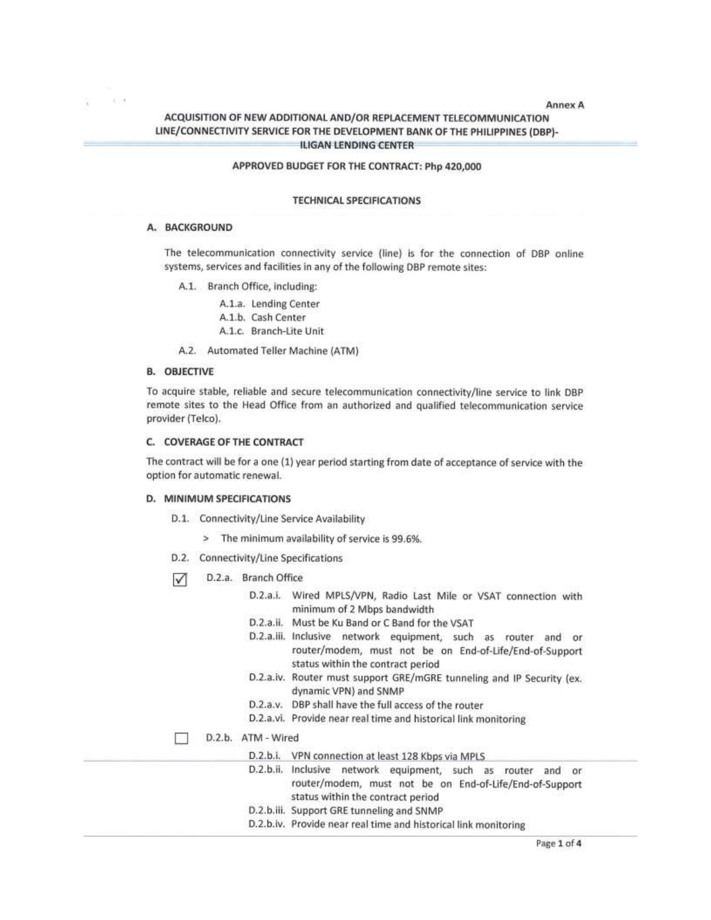Annex A

# ACQUISITION OF NEW ADDITIONAL AND/OR REPLACEMENT TELECOMMUNICATION LINE/CONNECTIVITY SERVICE FOR THE DEVELOPMENT BANK OF THE PHILIPPINES (DBP)-ILIGAN LENDING CENTER

**APPROVED BUDGET FOR THE CONTRACT: Php 420,000**

## TECHNICAL SPECIFICATIONS

### A. BACKGROUND

The telecommunication connectivity service (line) is for the connection of DBP online systems, services and facilities in any of the following DBP remote sites:

- A.1. Branch Office, including:
  - A.1.a. Lending Center
  - A.1.b. Cash Center
  - A.1.c. Branch-Lite Unit
- A.2. Automated Teller Machine (ATM)

### B. OBJECTIVE

To acquire stable, reliable and secure telecommunication connectivity/line service to link DBP remote sites to the Head Office from an authorized and qualified telecommunication service provider (Telco).

### C. COVERAGE OF THE CONTRACT

The contract will be for a one (1) year period starting from date of acceptance of service with the option for automatic renewal.

### D. MINIMUM SPECIFICATIONS

- D.1. Connectivity/Line Service Availability
  - > The minimum availability of service is 99.6%.
- D.2. Connectivity/Line Specifications

☑ D.2.a. Branch Office

- D.2.a.i. Wired MPLS/VPN, Radio Last Mile or VSAT connection with minimum of 2 Mbps bandwidth
- D.2.a.ii. Must be Ku Band or C Band for the VSAT
- D.2.a.iii. Inclusive network equipment, such as router and or router/modem, must not be on End-of-Life/End-of-Support status within the contract period
- D.2.a.iv. Router must support GRE/mGRE tunneling and IP Security (ex. dynamic VPN) and SNMP
- D.2.a.v. DBP shall have the full access of the router
- D.2.a.vi. Provide near real time and historical link monitoring

☐ D.2.b. ATM - Wired

- D.2.b.i. VPN connection at least 128 Kbps via MPLS
- D.2.b.ii. Inclusive network equipment, such as router and or router/modem, must not be on End-of-Life/End-of-Support status within the contract period
- D.2.b.iii. Support GRE tunneling and SNMP
- D.2.b.iv. Provide near real time and historical link monitoring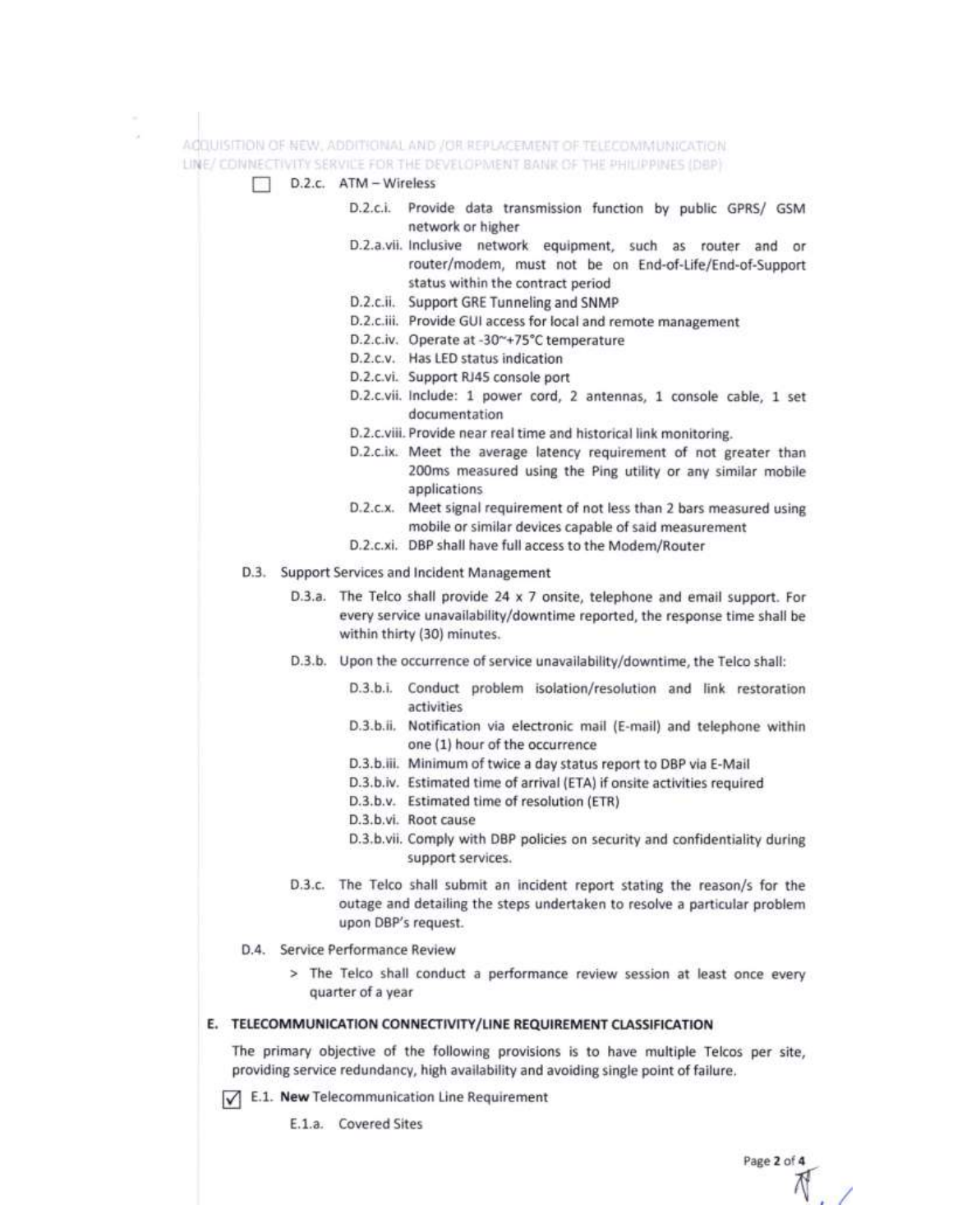☐ D.2.c. ATM – Wireless

- D.2.c.i. Provide data transmission function by public GPRS/ GSM network or higher
- D.2.a.vii. Inclusive network equipment, such as router and or router/modem, must not be on End-of-Life/End-of-Support status within the contract period
- D.2.c.ii. Support GRE Tunneling and SNMP
- D.2.c.iii. Provide GUI access for local and remote management
- D.2.c.iv. Operate at -30~+75°C temperature
- D.2.c.v. Has LED status indication
- D.2.c.vi. Support RJ45 console port
- D.2.c.vii. Include: 1 power cord, 2 antennas, 1 console cable, 1 set documentation
- D.2.c.viii. Provide near real time and historical link monitoring.
- D.2.c.ix. Meet the average latency requirement of not greater than 200ms measured using the Ping utility or any similar mobile applications
- D.2.c.x. Meet signal requirement of not less than 2 bars measured using mobile or similar devices capable of said measurement
- D.2.c.xi. DBP shall have full access to the Modem/Router

D.3. Support Services and Incident Management

- D.3.a. The Telco shall provide 24 x 7 onsite, telephone and email support. For every service unavailability/downtime reported, the response time shall be within thirty (30) minutes.
- D.3.b. Upon the occurrence of service unavailability/downtime, the Telco shall:
  - D.3.b.i. Conduct problem isolation/resolution and link restoration activities
  - D.3.b.ii. Notification via electronic mail (E-mail) and telephone within one (1) hour of the occurrence
  - D.3.b.iii. Minimum of twice a day status report to DBP via E-Mail
  - D.3.b.iv. Estimated time of arrival (ETA) if onsite activities required
  - D.3.b.v. Estimated time of resolution (ETR)
  - D.3.b.vi. Root cause
  - D.3.b.vii. Comply with DBP policies on security and confidentiality during support services.
- D.3.c. The Telco shall submit an incident report stating the reason/s for the outage and detailing the steps undertaken to resolve a particular problem upon DBP's request.

D.4. Service Performance Review

> The Telco shall conduct a performance review session at least once every quarter of a year

## E. TELECOMMUNICATION CONNECTIVITY/LINE REQUIREMENT CLASSIFICATION

The primary objective of the following provisions is to have multiple Telcos per site, providing service redundancy, high availability and avoiding single point of failure.

☑ E.1. **New** Telecommunication Line Requirement

E.1.a. Covered Sites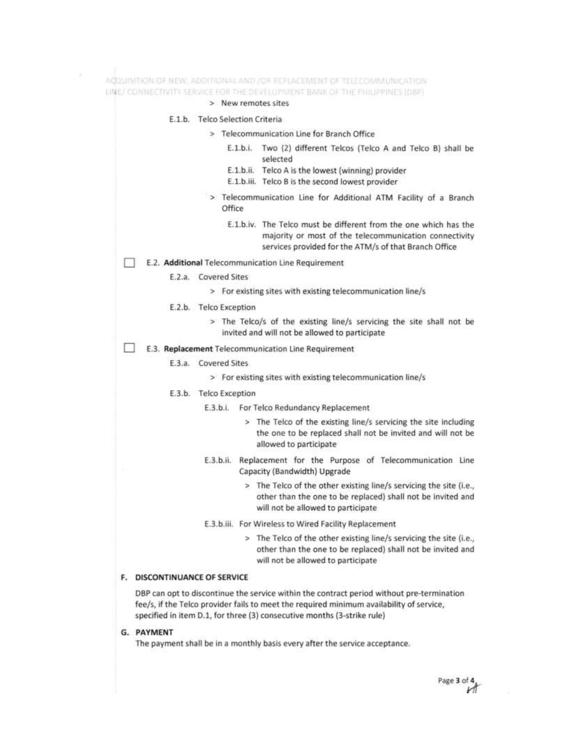- > New remotes sites

E.1.b. Telco Selection Criteria

- > Telecommunication Line for Branch Office
  - E.1.b.i. Two (2) different Telcos (Telco A and Telco B) shall be selected
  - E.1.b.ii. Telco A is the lowest (winning) provider
  - E.1.b.iii. Telco B is the second lowest provider
- > Telecommunication Line for Additional ATM Facility of a Branch Office
  - E.1.b.iv. The Telco must be different from the one which has the majority or most of the telecommunication connectivity services provided for the ATM/s of that Branch Office

☐ E.2. **Additional** Telecommunication Line Requirement

E.2.a. Covered Sites

- > For existing sites with existing telecommunication line/s

E.2.b. Telco Exception

- > The Telco/s of the existing line/s servicing the site shall not be invited and will not be allowed to participate

☐ E.3. **Replacement** Telecommunication Line Requirement

E.3.a. Covered Sites

- > For existing sites with existing telecommunication line/s

E.3.b. Telco Exception

E.3.b.i. For Telco Redundancy Replacement

- > The Telco of the existing line/s servicing the site including the one to be replaced shall not be invited and will not be allowed to participate

E.3.b.ii. Replacement for the Purpose of Telecommunication Line Capacity (Bandwidth) Upgrade

- > The Telco of the other existing line/s servicing the site (i.e., other than the one to be replaced) shall not be invited and will not be allowed to participate

E.3.b.iii. For Wireless to Wired Facility Replacement

- > The Telco of the other existing line/s servicing the site (i.e., other than the one to be replaced) shall not be invited and will not be allowed to participate

## F. DISCONTINUANCE OF SERVICE

DBP can opt to discontinue the service within the contract period without pre-termination fee/s, if the Telco provider fails to meet the required minimum availability of service, specified in item D.1, for three (3) consecutive months (3-strike rule)

## G. PAYMENT

The payment shall be in a monthly basis every after the service acceptance.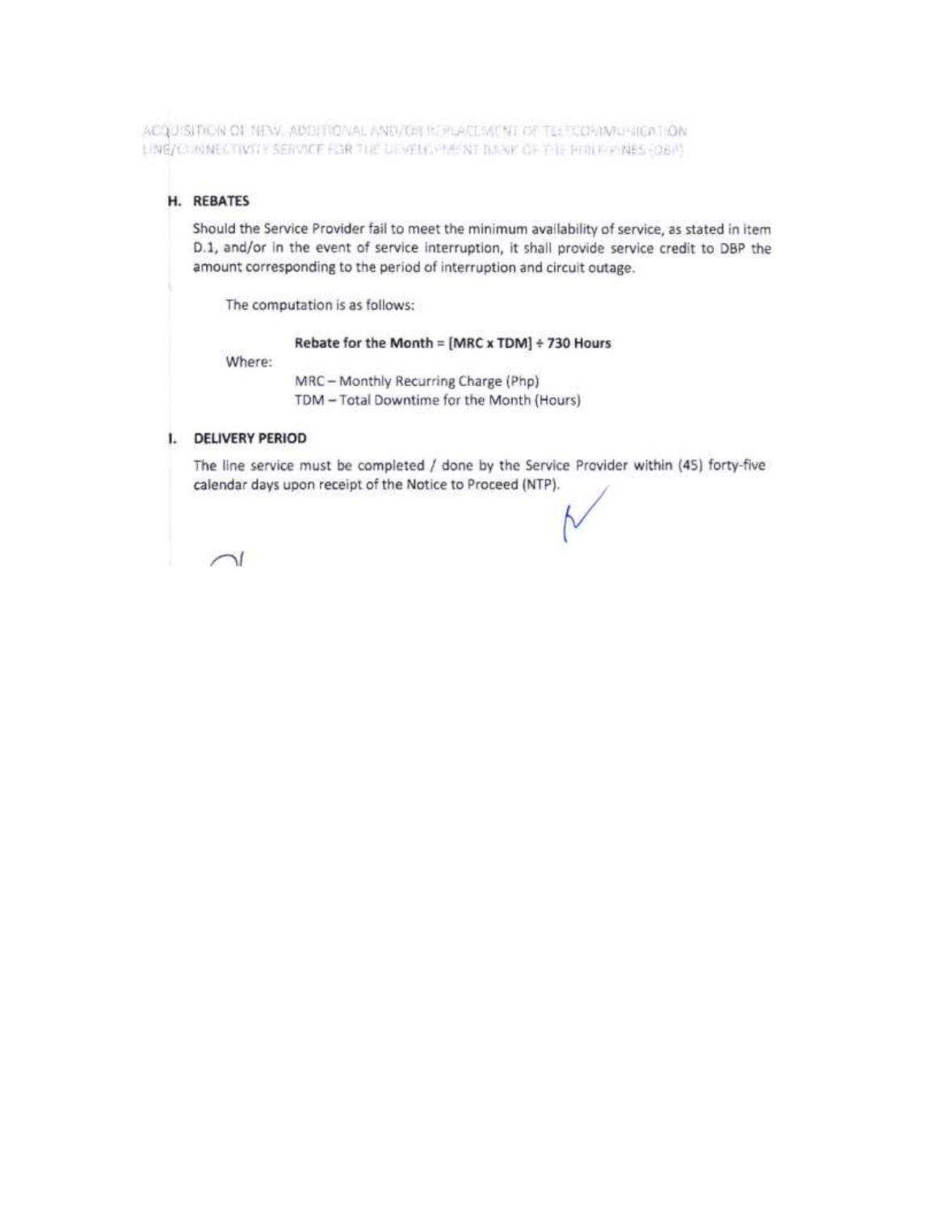## H. REBATES

Should the Service Provider fail to meet the minimum availability of service, as stated in item D.1, and/or in the event of service interruption, it shall provide service credit to DBP the amount corresponding to the period of interruption and circuit outage.

The computation is as follows:

**Rebate for the Month = [MRC x TDM] ÷ 730 Hours**

Where:

MRC – Monthly Recurring Charge (Php)
TDM – Total Downtime for the Month (Hours)

## I. DELIVERY PERIOD

The line service must be completed / done by the Service Provider within (45) forty-five calendar days upon receipt of the Notice to Proceed (NTP).